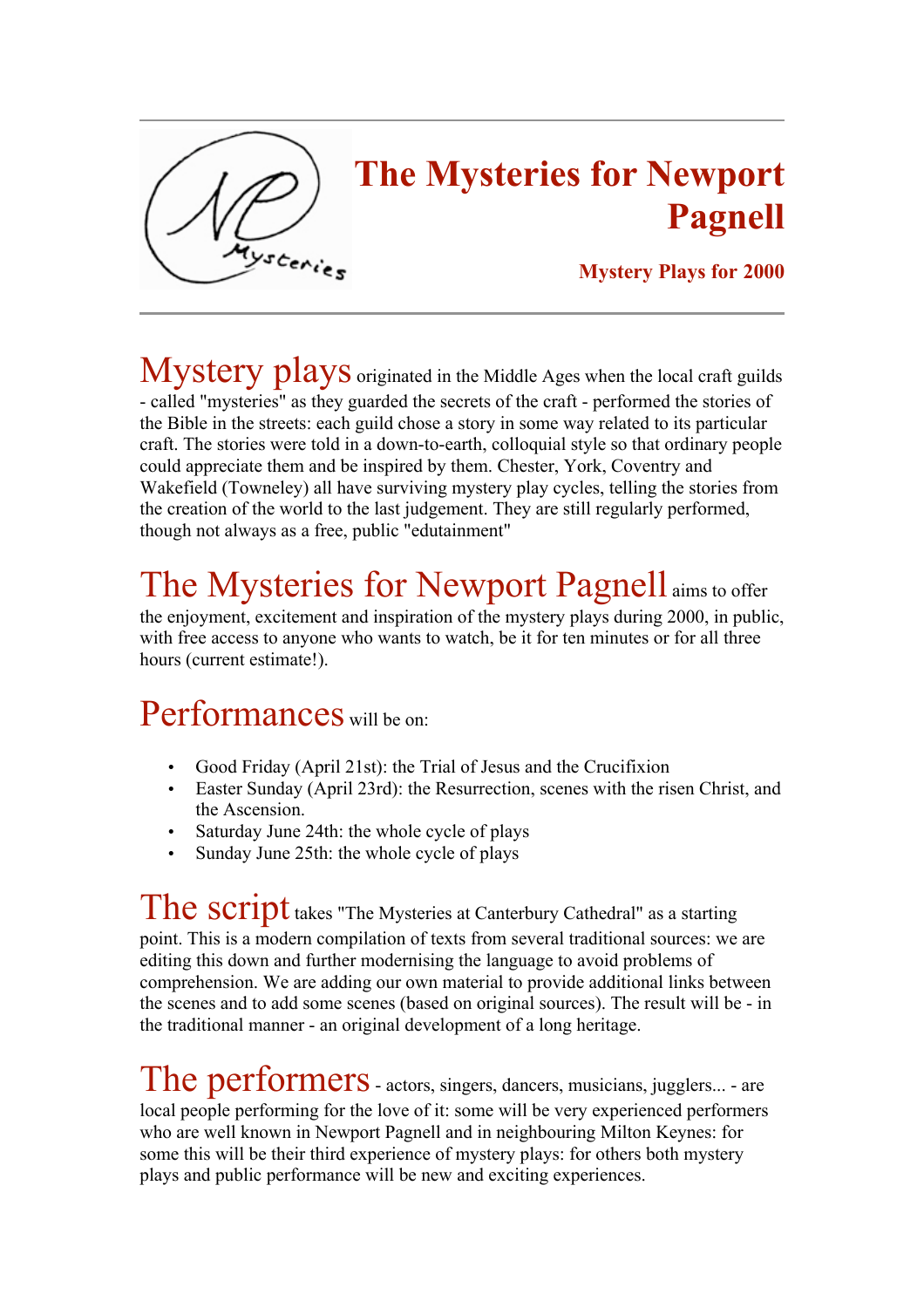# The Mysteries for Newport Pagnell

**Mystery Plays for 2000**

---

Mystery plays originated in the Middle Ages when the local craft guilds - called "mysteries" as they guarded the secrets of the craft - performed the stories of the Bible in the streets: each guild chose a story in some way related to its particular craft. The stories were told in a down-to-earth, colloquial style so that ordinary people could appreciate them and be inspired by them. Chester, York, Coventry and Wakefield (Towneley) all have surviving mystery play cycles, telling the stories from the creation of the world to the last judgement. They are still regularly performed, though not always as a free, public "edutainment"

The Mysteries for Newport Pagnell aims to offer the enjoyment, excitement and inspiration of the mystery plays during 2000, in public, with free access to anyone who wants to watch, be it for ten minutes or for all three hours (current estimate!).

Performances will be on:

- Good Friday (April 21st): the Trial of Jesus and the Crucifixion
- Easter Sunday (April 23rd): the Resurrection, scenes with the risen Christ, and the Ascension.
- Saturday June 24th: the whole cycle of plays
- Sunday June 25th: the whole cycle of plays

The script takes "The Mysteries at Canterbury Cathedral" as a starting point. This is a modern compilation of texts from several traditional sources: we are editing this down and further modernising the language to avoid problems of comprehension. We are adding our own material to provide additional links between the scenes and to add some scenes (based on original sources). The result will be - in the traditional manner - an original development of a long heritage.

The performers - actors, singers, dancers, musicians, jugglers... - are local people performing for the love of it: some will be very experienced performers who are well known in Newport Pagnell and in neighbouring Milton Keynes: for some this will be their third experience of mystery plays: for others both mystery plays and public performance will be new and exciting experiences.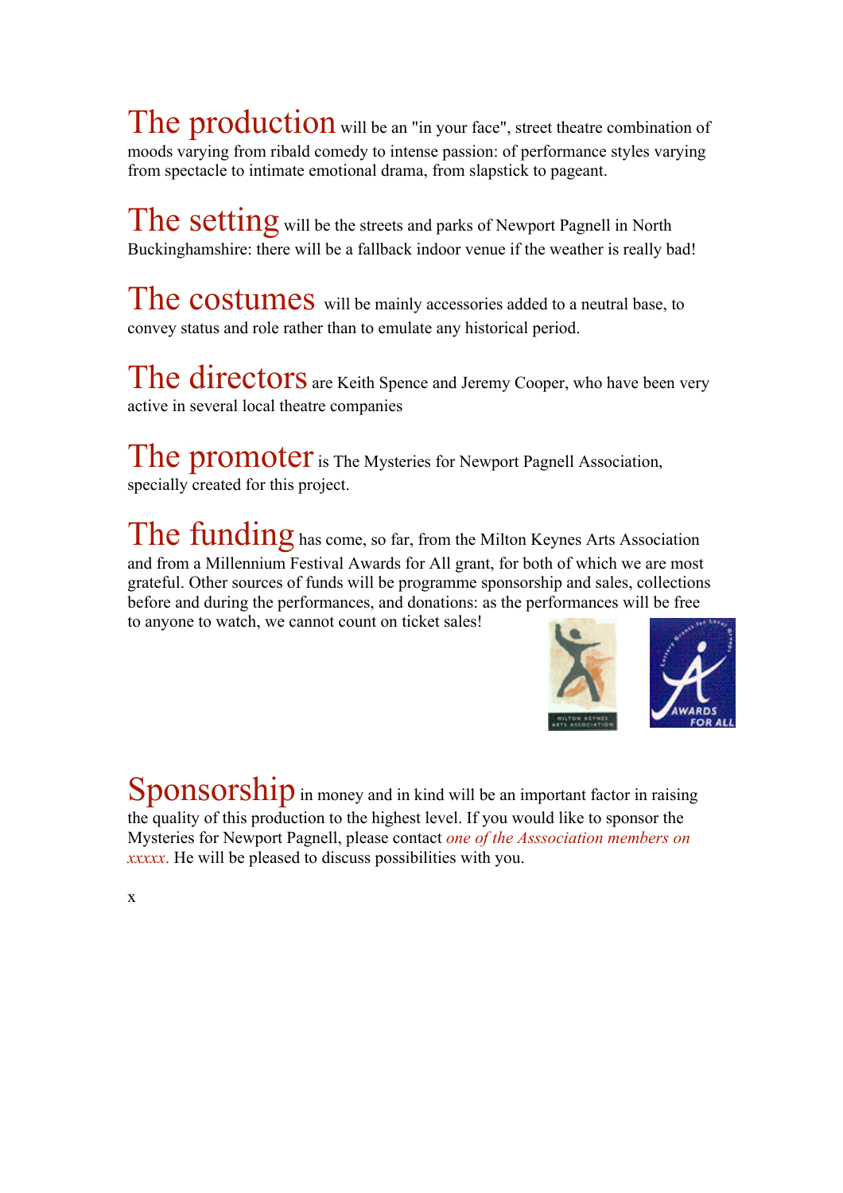**The production** will be an "in your face", street theatre combination of moods varying from ribald comedy to intense passion: of performance styles varying from spectacle to intimate emotional drama, from slapstick to pageant.

**The setting** will be the streets and parks of Newport Pagnell in North Buckinghamshire: there will be a fallback indoor venue if the weather is really bad!

**The costumes** will be mainly accessories added to a neutral base, to convey status and role rather than to emulate any historical period.

**The directors** are Keith Spence and Jeremy Cooper, who have been very active in several local theatre companies

**The promoter** is The Mysteries for Newport Pagnell Association, specially created for this project.

**The funding** has come, so far, from the Milton Keynes Arts Association and from a Millennium Festival Awards for All grant, for both of which we are most grateful. Other sources of funds will be programme sponsorship and sales, collections before and during the performances, and donations: as the performances will be free to anyone to watch, we cannot count on ticket sales!

**Sponsorship** in money and in kind will be an important factor in raising the quality of this production to the highest level. If you would like to sponsor the Mysteries for Newport Pagnell, please contact *one of the Asssociation members on xxxxx*. He will be pleased to discuss possibilities with you.

x